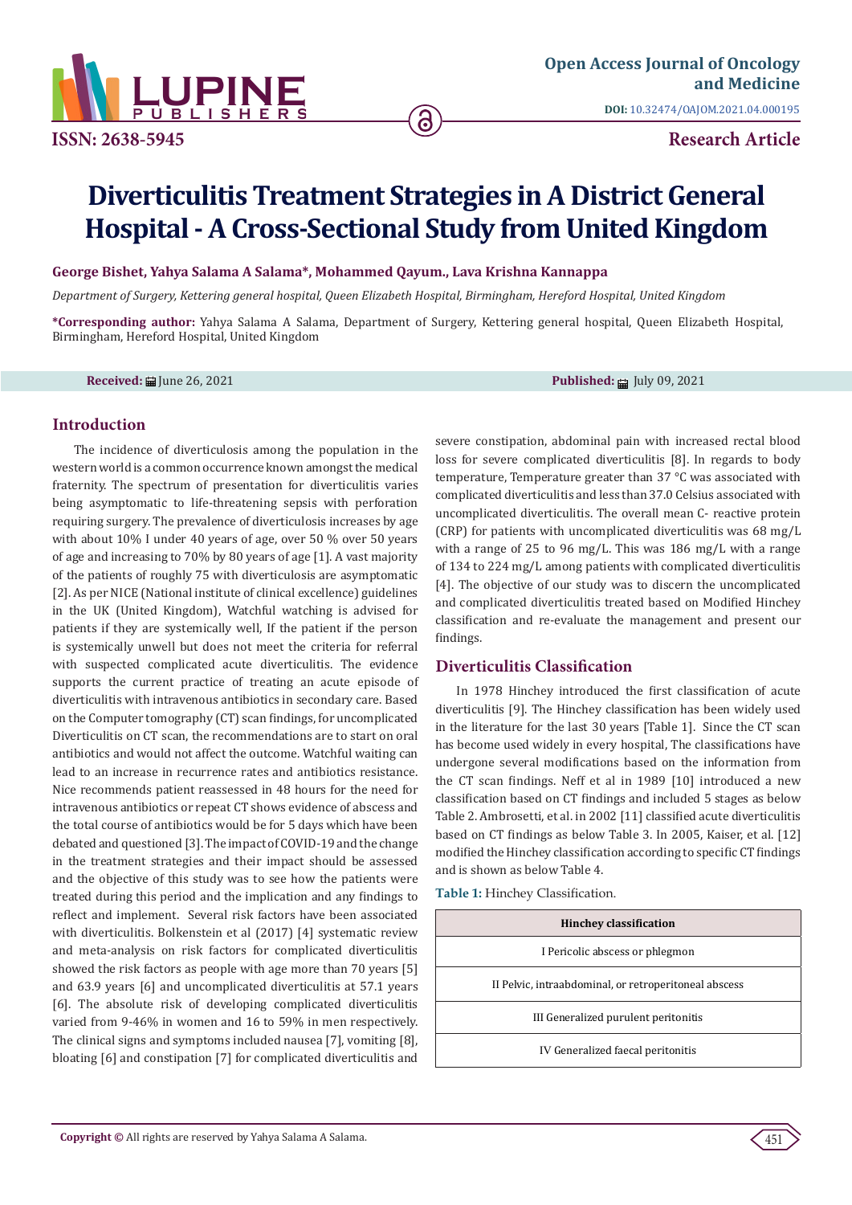# Diverticulitis Treatment Strategies in A District General Hospital - A Cross-Sectional Study from United Kingdom

**George Bishet, Yahya Salama A Salama*, Mohammed Qayum., Lava Krishna Kannappa**

*Department of Surgery, Kettering general hospital, Queen Elizabeth Hospital, Birmingham, Hereford Hospital, United Kingdom*

**\*Corresponding author:** Yahya Salama A Salama, Department of Surgery, Kettering general hospital, Queen Elizabeth Hospital, Birmingham, Hereford Hospital, United Kingdom

**Received:** June 26, 2021 **Published:** July 09, 2021

## Introduction

The incidence of diverticulosis among the population in the western world is a common occurrence known amongst the medical fraternity. The spectrum of presentation for diverticulitis varies being asymptomatic to life-threatening sepsis with perforation requiring surgery. The prevalence of diverticulosis increases by age with about 10% I under 40 years of age, over 50 % over 50 years of age and increasing to 70% by 80 years of age [1]. A vast majority of the patients of roughly 75 with diverticulosis are asymptomatic [2]. As per NICE (National institute of clinical excellence) guidelines in the UK (United Kingdom), Watchful watching is advised for patients if they are systemically well, If the patient if the person is systemically unwell but does not meet the criteria for referral with suspected complicated acute diverticulitis. The evidence supports the current practice of treating an acute episode of diverticulitis with intravenous antibiotics in secondary care. Based on the Computer tomography (CT) scan findings, for uncomplicated Diverticulitis on CT scan, the recommendations are to start on oral antibiotics and would not affect the outcome. Watchful waiting can lead to an increase in recurrence rates and antibiotics resistance. Nice recommends patient reassessed in 48 hours for the need for intravenous antibiotics or repeat CT shows evidence of abscess and the total course of antibiotics would be for 5 days which have been debated and questioned [3]. The impact of COVID-19 and the change in the treatment strategies and their impact should be assessed and the objective of this study was to see how the patients were treated during this period and the implication and any findings to reflect and implement. Several risk factors have been associated with diverticulitis. Bolkenstein et al (2017) [4] systematic review and meta-analysis on risk factors for complicated diverticulitis showed the risk factors as people with age more than 70 years [5] and 63.9 years [6] and uncomplicated diverticulitis at 57.1 years [6]. The absolute risk of developing complicated diverticulitis varied from 9-46% in women and 16 to 59% in men respectively. The clinical signs and symptoms included nausea [7], vomiting [8], bloating [6] and constipation [7] for complicated diverticulitis and severe constipation, abdominal pain with increased rectal blood loss for severe complicated diverticulitis [8]. In regards to body temperature, Temperature greater than 37 °C was associated with complicated diverticulitis and less than 37.0 Celsius associated with uncomplicated diverticulitis. The overall mean C- reactive protein (CRP) for patients with uncomplicated diverticulitis was 68 mg/L with a range of 25 to 96 mg/L. This was 186 mg/L with a range of 134 to 224 mg/L among patients with complicated diverticulitis [4]. The objective of our study was to discern the uncomplicated and complicated diverticulitis treated based on Modified Hinchey classification and re-evaluate the management and present our findings.

## Diverticulitis Classification

In 1978 Hinchey introduced the first classification of acute diverticulitis [9]. The Hinchey classification has been widely used in the literature for the last 30 years [Table 1]. Since the CT scan has become used widely in every hospital, The classifications have undergone several modifications based on the information from the CT scan findings. Neff et al in 1989 [10] introduced a new classification based on CT findings and included 5 stages as below Table 2. Ambrosetti, et al. in 2002 [11] classified acute diverticulitis based on CT findings as below Table 3. In 2005, Kaiser, et al. [12] modified the Hinchey classification according to specific CT findings and is shown as below Table 4.

**Table 1:** Hinchey Classification.

| Hinchey classification |
|---|
| I Pericolic abscess or phlegmon |
| II Pelvic, intraabdominal, or retroperitoneal abscess |
| III Generalized purulent peritonitis |
| IV Generalized faecal peritonitis |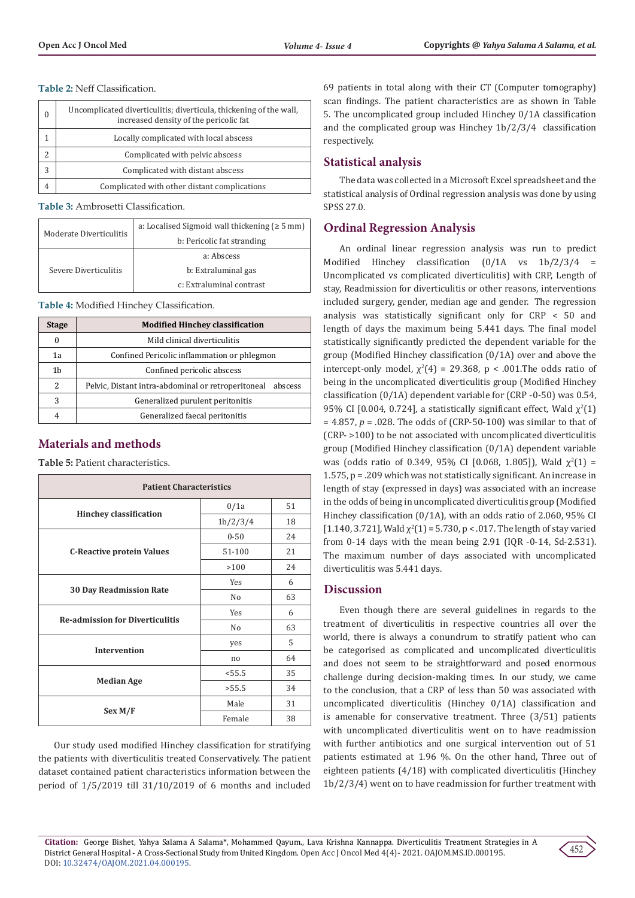**Table 2:** Neff Classification.

| | |
|---|---|
| 0 | Uncomplicated diverticulitis; diverticula, thickening of the wall, increased density of the pericolic fat |
| 1 | Locally complicated with local abscess |
| 2 | Complicated with pelvic abscess |
| 3 | Complicated with distant abscess |
| 4 | Complicated with other distant complications |

**Table 3:** Ambrosetti Classification.

| | |
|---|---|
| Moderate Diverticulitis | a: Localised Sigmoid wall thickening (≥ 5 mm) |
| | b: Pericolic fat stranding |
| Severe Diverticulitis | a: Abscess |
| | b: Extraluminal gas |
| | c: Extraluminal contrast |

**Table 4:** Modified Hinchey Classification.

| Stage | Modified Hinchey classification |
|---|---|
| 0 | Mild clinical diverticulitis |
| 1a | Confined Pericolic inflammation or phlegmon |
| 1b | Confined pericolic abscess |
| 2 | Pelvic, Distant intra-abdominal or retroperitoneal abscess |
| 3 | Generalized purulent peritonitis |
| 4 | Generalized faecal peritonitis |

## Materials and methods

**Table 5:** Patient characteristics.

| Patient Characteristics | | |
|---|---|---|
| Hinchey classification | 0/1a | 51 |
| | 1b/2/3/4 | 18 |
| C-Reactive protein Values | 0-50 | 24 |
| | 51-100 | 21 |
| | >100 | 24 |
| 30 Day Readmission Rate | Yes | 6 |
| | No | 63 |
| Re-admission for Diverticulitis | Yes | 6 |
| | No | 63 |
| Intervention | yes | 5 |
| | no | 64 |
| Median Age | <55.5 | 35 |
| | >55.5 | 34 |
| Sex M/F | Male | 31 |
| | Female | 38 |

Our study used modified Hinchey classification for stratifying the patients with diverticulitis treated Conservatively. The patient dataset contained patient characteristics information between the period of 1/5/2019 till 31/10/2019 of 6 months and included 69 patients in total along with their CT (Computer tomography) scan findings. The patient characteristics are as shown in Table 5. The uncomplicated group included Hinchey 0/1A classification and the complicated group was Hinchey 1b/2/3/4 classification respectively.

## Statistical analysis

The data was collected in a Microsoft Excel spreadsheet and the statistical analysis of Ordinal regression analysis was done by using SPSS 27.0.

## Ordinal Regression Analysis

An ordinal linear regression analysis was run to predict Modified Hinchey classification (0/1A vs 1b/2/3/4 = Uncomplicated vs complicated diverticulitis) with CRP, Length of stay, Readmission for diverticulitis or other reasons, interventions included surgery, gender, median age and gender. The regression analysis was statistically significant only for CRP < 50 and length of days the maximum being 5.441 days. The final model statistically significantly predicted the dependent variable for the group (Modified Hinchey classification (0/1A) over and above the intercept-only model, $\chi^2(4) = 29.368$, $p < .001$.The odds ratio of being in the uncomplicated diverticulitis group (Modified Hinchey classification (0/1A) dependent variable for (CRP -0-50) was 0.54, 95% CI [0.004, 0.724], a statistically significant effect, Wald $\chi^2(1) = 4.857$, *p* = .028. The odds of (CRP-50-100) was similar to that of (CRP- >100) to be not associated with uncomplicated diverticulitis group (Modified Hinchey classification (0/1A) dependent variable was (odds ratio of 0.349, 95% CI [0.068, 1.805]), Wald $\chi^2(1) = 1.575$, p = .209 which was not statistically significant. An increase in length of stay (expressed in days) was associated with an increase in the odds of being in uncomplicated diverticulitis group (Modified Hinchey classification (0/1A), with an odds ratio of 2.060, 95% CI [1.140, 3.721], Wald $\chi^2(1) = 5.730$, p < .017. The length of stay varied from 0-14 days with the mean being 2.91 (IQR -0-14, Sd-2.531). The maximum number of days associated with uncomplicated diverticulitis was 5.441 days.

## Discussion

Even though there are several guidelines in regards to the treatment of diverticulitis in respective countries all over the world, there is always a conundrum to stratify patient who can be categorised as complicated and uncomplicated diverticulitis and does not seem to be straightforward and posed enormous challenge during decision-making times. In our study, we came to the conclusion, that a CRP of less than 50 was associated with uncomplicated diverticulitis (Hinchey 0/1A) classification and is amenable for conservative treatment. Three (3/51) patients with uncomplicated diverticulitis went on to have readmission with further antibiotics and one surgical intervention out of 51 patients estimated at 1.96 %. On the other hand, Three out of eighteen patients (4/18) with complicated diverticulitis (Hinchey 1b/2/3/4) went on to have readmission for further treatment with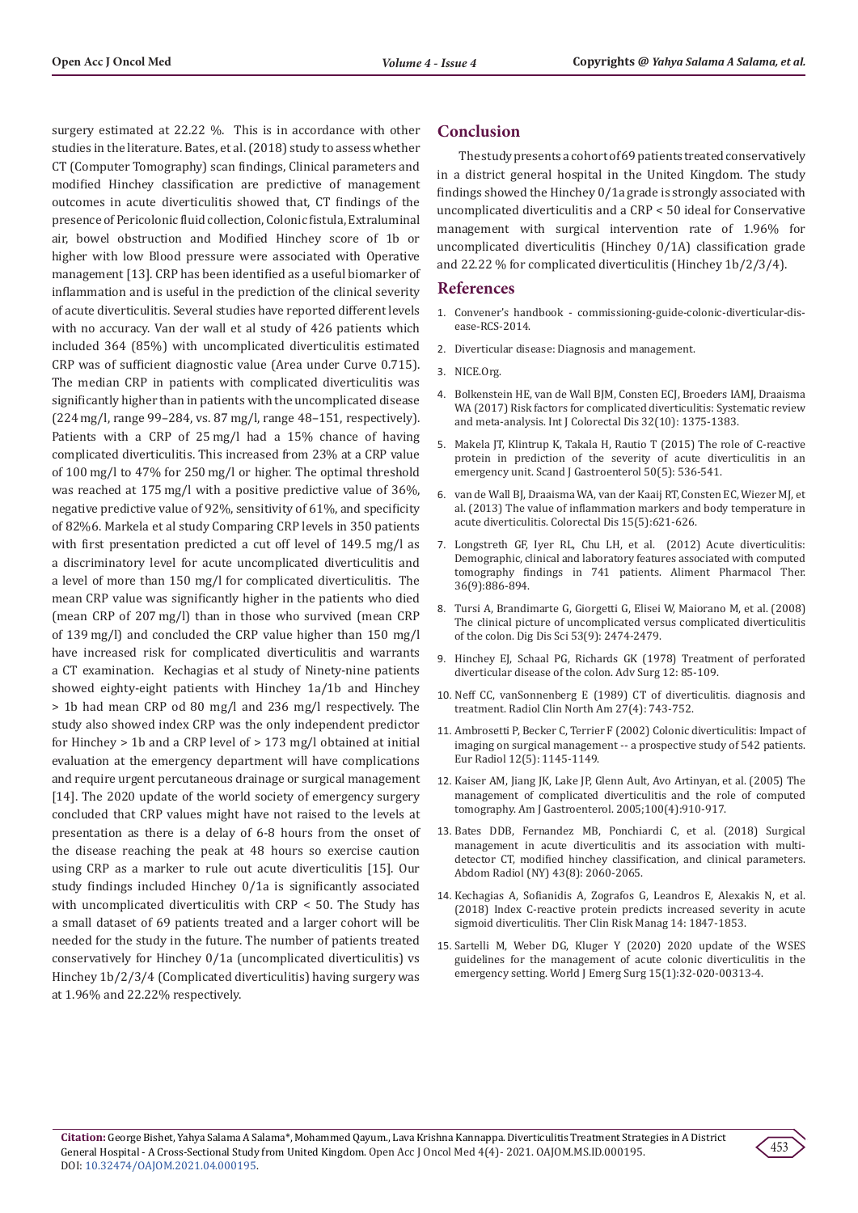surgery estimated at 22.22 %. This is in accordance with other studies in the literature. Bates, et al. (2018) study to assess whether CT (Computer Tomography) scan findings, Clinical parameters and modified Hinchey classification are predictive of management outcomes in acute diverticulitis showed that, CT findings of the presence of Pericolonic fluid collection, Colonic fistula, Extraluminal air, bowel obstruction and Modified Hinchey score of 1b or higher with low Blood pressure were associated with Operative management [13]. CRP has been identified as a useful biomarker of inflammation and is useful in the prediction of the clinical severity of acute diverticulitis. Several studies have reported different levels with no accuracy. Van der wall et al study of 426 patients which included 364 (85%) with uncomplicated diverticulitis estimated CRP was of sufficient diagnostic value (Area under Curve 0.715). The median CRP in patients with complicated diverticulitis was significantly higher than in patients with the uncomplicated disease (224 mg/l, range 99–284, vs. 87 mg/l, range 48–151, respectively). Patients with a CRP of 25 mg/l had a 15% chance of having complicated diverticulitis. This increased from 23% at a CRP value of 100 mg/l to 47% for 250 mg/l or higher. The optimal threshold was reached at 175 mg/l with a positive predictive value of 36%, negative predictive value of 92%, sensitivity of 61%, and specificity of 82%6. Markela et al study Comparing CRP levels in 350 patients with first presentation predicted a cut off level of 149.5 mg/l as a discriminatory level for acute uncomplicated diverticulitis and a level of more than 150 mg/l for complicated diverticulitis. The mean CRP value was significantly higher in the patients who died (mean CRP of 207 mg/l) than in those who survived (mean CRP of 139 mg/l) and concluded the CRP value higher than 150 mg/l have increased risk for complicated diverticulitis and warrants a CT examination. Kechagias et al study of Ninety-nine patients showed eighty-eight patients with Hinchey 1a/1b and Hinchey > 1b had mean CRP od 80 mg/l and 236 mg/l respectively. The study also showed index CRP was the only independent predictor for Hinchey > 1b and a CRP level of > 173 mg/l obtained at initial evaluation at the emergency department will have complications and require urgent percutaneous drainage or surgical management [14]. The 2020 update of the world society of emergency surgery concluded that CRP values might have not raised to the levels at presentation as there is a delay of 6-8 hours from the onset of the disease reaching the peak at 48 hours so exercise caution using CRP as a marker to rule out acute diverticulitis [15]. Our study findings included Hinchey 0/1a is significantly associated with uncomplicated diverticulitis with CRP < 50. The Study has a small dataset of 69 patients treated and a larger cohort will be needed for the study in the future. The number of patients treated conservatively for Hinchey 0/1a (uncomplicated diverticulitis) vs Hinchey 1b/2/3/4 (Complicated diverticulitis) having surgery was at 1.96% and 22.22% respectively.

## Conclusion

The study presents a cohort of 69 patients treated conservatively in a district general hospital in the United Kingdom. The study findings showed the Hinchey 0/1a grade is strongly associated with uncomplicated diverticulitis and a CRP < 50 ideal for Conservative management with surgical intervention rate of 1.96% for uncomplicated diverticulitis (Hinchey 0/1A) classification grade and 22.22 % for complicated diverticulitis (Hinchey 1b/2/3/4).

## References

1. Convener's handbook - commissioning-guide-colonic-diverticular-disease-RCS-2014.
2. Diverticular disease: Diagnosis and management.
3. NICE.Org.
4. Bolkenstein HE, van de Wall BJM, Consten ECJ, Broeders IAMJ, Draaisma WA (2017) Risk factors for complicated diverticulitis: Systematic review and meta-analysis. Int J Colorectal Dis 32(10): 1375-1383.
5. Makela JT, Klintrup K, Takala H, Rautio T (2015) The role of C-reactive protein in prediction of the severity of acute diverticulitis in an emergency unit. Scand J Gastroenterol 50(5): 536-541.
6. van de Wall BJ, Draaisma WA, van der Kaaij RT, Consten EC, Wiezer MJ, et al. (2013) The value of inflammation markers and body temperature in acute diverticulitis. Colorectal Dis 15(5):621-626.
7. Longstreth GF, Iyer RL, Chu LH, et al. (2012) Acute diverticulitis: Demographic, clinical and laboratory features associated with computed tomography findings in 741 patients. Aliment Pharmacol Ther. 36(9):886-894.
8. Tursi A, Brandimarte G, Giorgetti G, Elisei W, Maiorano M, et al. (2008) The clinical picture of uncomplicated versus complicated diverticulitis of the colon. Dig Dis Sci 53(9): 2474-2479.
9. Hinchey EJ, Schaal PG, Richards GK (1978) Treatment of perforated diverticular disease of the colon. Adv Surg 12: 85-109.
10. Neff CC, vanSonnenberg E (1989) CT of diverticulitis. diagnosis and treatment. Radiol Clin North Am 27(4): 743-752.
11. Ambrosetti P, Becker C, Terrier F (2002) Colonic diverticulitis: Impact of imaging on surgical management -- a prospective study of 542 patients. Eur Radiol 12(5): 1145-1149.
12. Kaiser AM, Jiang JK, Lake JP, Glenn Ault, Avo Artinyan, et al. (2005) The management of complicated diverticulitis and the role of computed tomography. Am J Gastroenterol. 2005;100(4):910-917.
13. Bates DDB, Fernandez MB, Ponchiardi C, et al. (2018) Surgical management in acute diverticulitis and its association with multi-detector CT, modified hinchey classification, and clinical parameters. Abdom Radiol (NY) 43(8): 2060-2065.
14. Kechagias A, Sofianidis A, Zografos G, Leandros E, Alexakis N, et al. (2018) Index C-reactive protein predicts increased severity in acute sigmoid diverticulitis. Ther Clin Risk Manag 14: 1847-1853.
15. Sartelli M, Weber DG, Kluger Y (2020) 2020 update of the WSES guidelines for the management of acute colonic diverticulitis in the emergency setting. World J Emerg Surg 15(1):32-020-00313-4.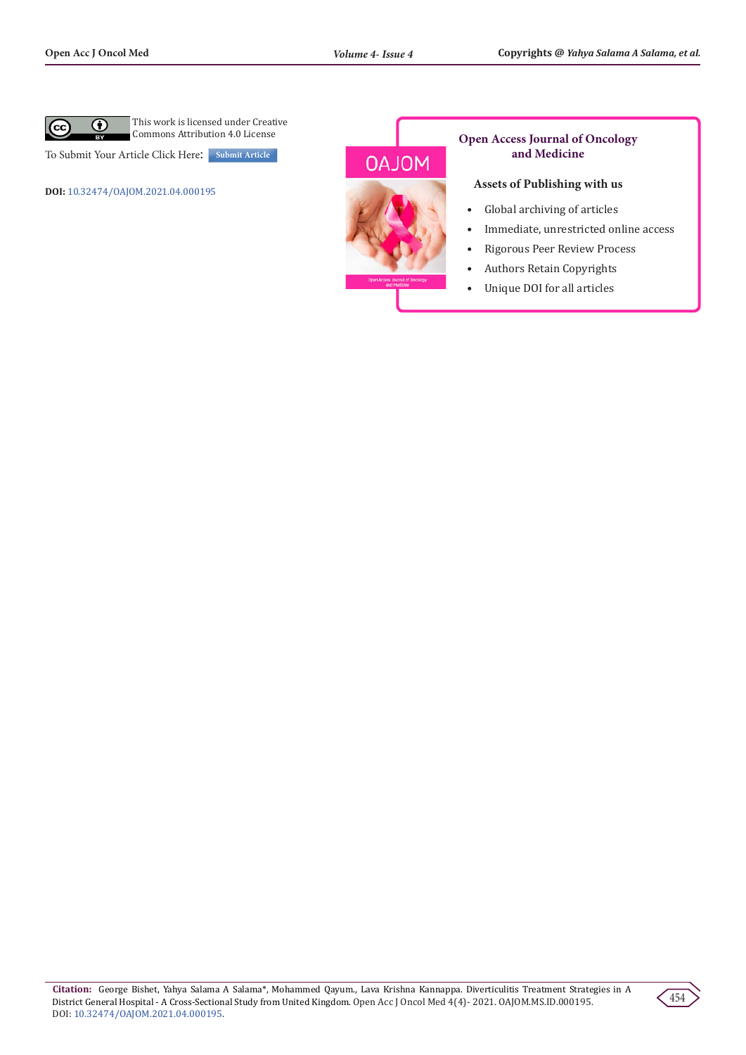This work is licensed under Creative Commons Attribution 4.0 License

To Submit Your Article Click Here: Submit Article

**DOI:** 10.32474/OAJOM.2021.04.000195

OAJOM

Open Access Journal of Oncology and Medicine

**Open Access Journal of Oncology and Medicine**

**Assets of Publishing with us**

- Global archiving of articles
- Immediate, unrestricted online access
- Rigorous Peer Review Process
- Authors Retain Copyrights
- Unique DOI for all articles

**Citation:** George Bishet, Yahya Salama A Salama*, Mohammed Qayum., Lava Krishna Kannappa. Diverticulitis Treatment Strategies in A District General Hospital - A Cross-Sectional Study from United Kingdom. Open Acc J Oncol Med 4(4)- 2021. OAJOM.MS.ID.000195. DOI: 10.32474/OAJOM.2021.04.000195.